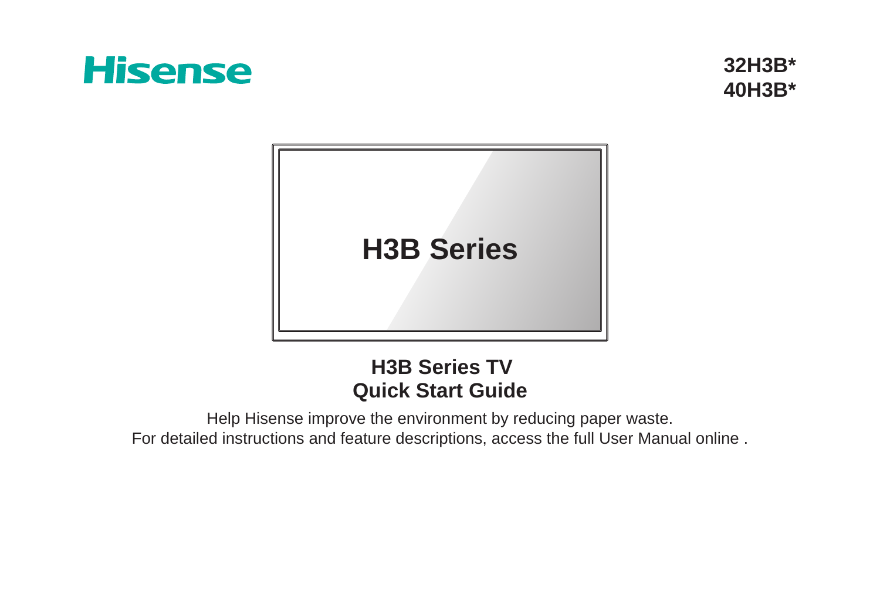Hisense

32H3B*
40H3B*

H3B Series

# H3B Series TV
# Quick Start Guide

Help Hisense improve the environment by reducing paper waste.
For detailed instructions and feature descriptions, access the full User Manual online .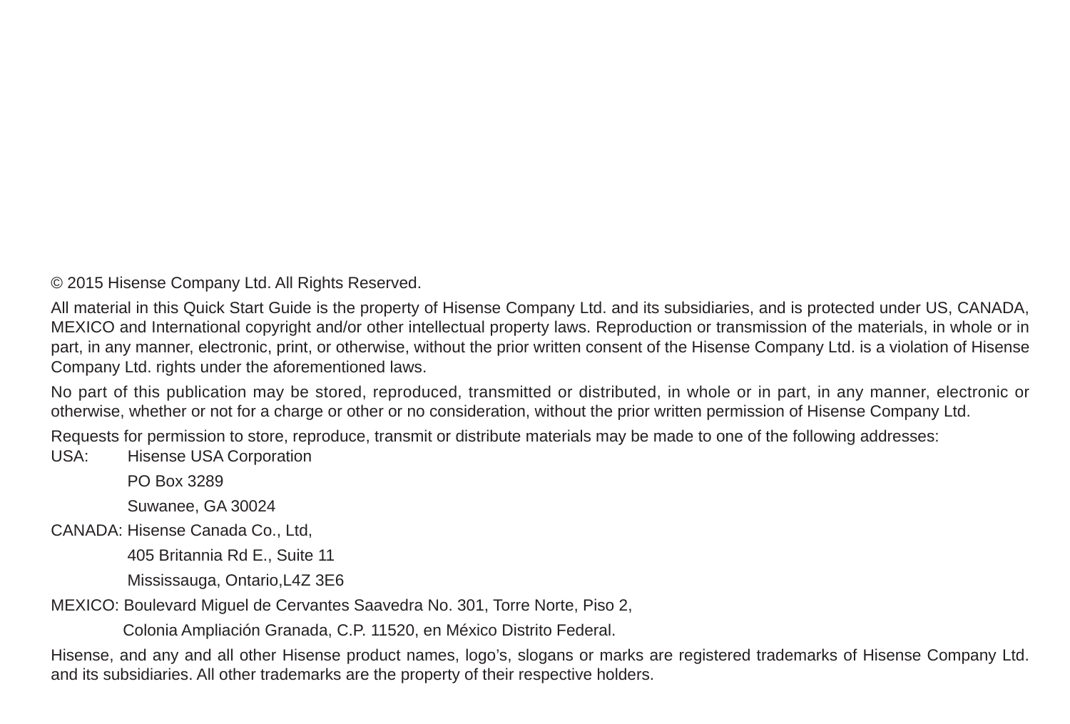© 2015 Hisense Company Ltd. All Rights Reserved.

All material in this Quick Start Guide is the property of Hisense Company Ltd. and its subsidiaries, and is protected under US, CANADA, MEXICO and International copyright and/or other intellectual property laws. Reproduction or transmission of the materials, in whole or in part, in any manner, electronic, print, or otherwise, without the prior written consent of the Hisense Company Ltd. is a violation of Hisense Company Ltd. rights under the aforementioned laws.

No part of this publication may be stored, reproduced, transmitted or distributed, in whole or in part, in any manner, electronic or otherwise, whether or not for a charge or other or no consideration, without the prior written permission of Hisense Company Ltd.

Requests for permission to store, reproduce, transmit or distribute materials may be made to one of the following addresses:

USA: Hisense USA Corporation
PO Box 3289
Suwanee, GA 30024

CANADA: Hisense Canada Co., Ltd,
405 Britannia Rd E., Suite 11
Mississauga, Ontario,L4Z 3E6

MEXICO: Boulevard Miguel de Cervantes Saavedra No. 301, Torre Norte, Piso 2,
Colonia Ampliación Granada, C.P. 11520, en México Distrito Federal.

Hisense, and any and all other Hisense product names, logo's, slogans or marks are registered trademarks of Hisense Company Ltd. and its subsidiaries. All other trademarks are the property of their respective holders.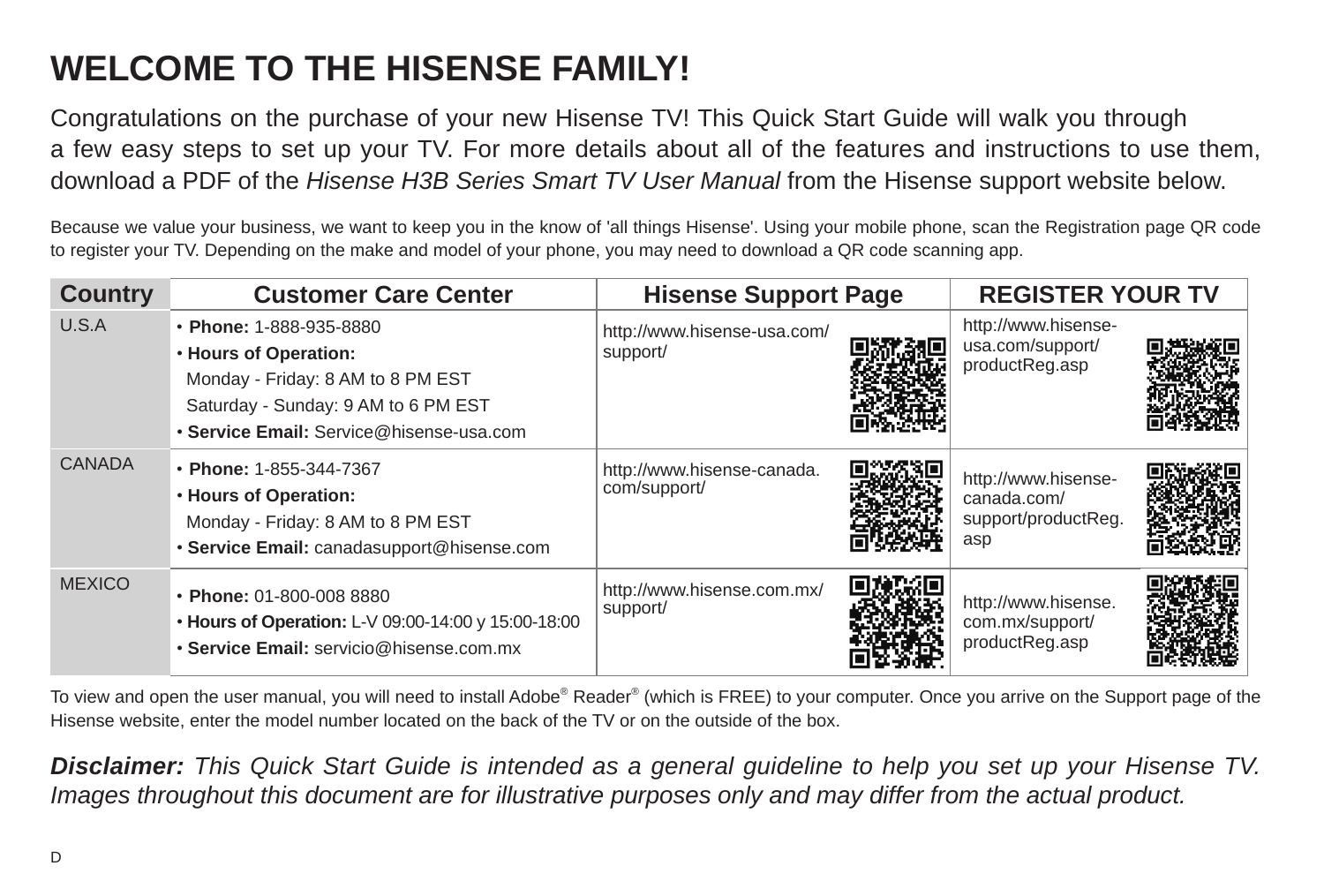# WELCOME TO THE HISENSE FAMILY!

Congratulations on the purchase of your new Hisense TV! This Quick Start Guide will walk you through a few easy steps to set up your TV. For more details about all of the features and instructions to use them, download a PDF of the *Hisense H3B Series Smart TV User Manual* from the Hisense support website below.

Because we value your business, we want to keep you in the know of 'all things Hisense'. Using your mobile phone, scan the Registration page QR code to register your TV. Depending on the make and model of your phone, you may need to download a QR code scanning app.

| Country | Customer Care Center | Hisense Support Page | REGISTER YOUR TV |
|---|---|---|---|
| U.S.A | • **Phone:** 1-888-935-8880<br>• **Hours of Operation:**<br>Monday - Friday: 8 AM to 8 PM EST<br>Saturday - Sunday: 9 AM to 6 PM EST<br>• **Service Email:** Service@hisense-usa.com | http://www.hisense-usa.com/support/ | http://www.hisense-usa.com/support/productReg.asp |
| CANADA | • **Phone:** 1-855-344-7367<br>• **Hours of Operation:**<br>Monday - Friday: 8 AM to 8 PM EST<br>• **Service Email:** canadasupport@hisense.com | http://www.hisense-canada.com/support/ | http://www.hisense-canada.com/support/productReg.asp |
| MEXICO | • **Phone:** 01-800-008 8880<br>• **Hours of Operation:** L-V 09:00-14:00 y 15:00-18:00<br>• **Service Email:** servicio@hisense.com.mx | http://www.hisense.com.mx/support/ | http://www.hisense.com.mx/support/productReg.asp |

To view and open the user manual, you will need to install Adobe® Reader® (which is FREE) to your computer. Once you arrive on the Support page of the Hisense website, enter the model number located on the back of the TV or on the outside of the box.

***Disclaimer:*** *This Quick Start Guide is intended as a general guideline to help you set up your Hisense TV. Images throughout this document are for illustrative purposes only and may differ from the actual product.*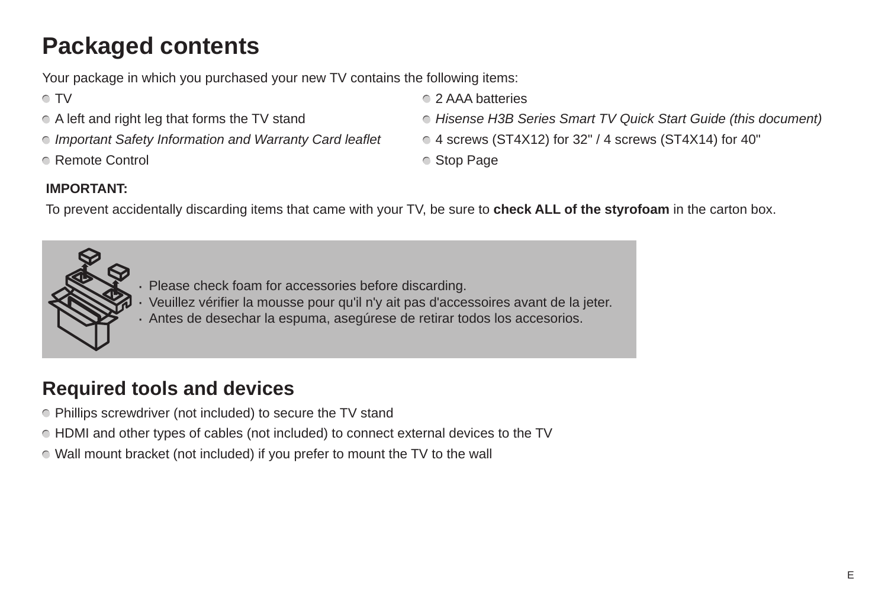# Packaged contents

Your package in which you purchased your new TV contains the following items:

- TV
- A left and right leg that forms the TV stand
- *Important Safety Information and Warranty Card leaflet*
- Remote Control
- 2 AAA batteries
- *Hisense H3B Series Smart TV Quick Start Guide (this document)*
- 4 screws (ST4X12) for 32" / 4 screws (ST4X14) for 40"
- Stop Page

**IMPORTANT:**

To prevent accidentally discarding items that came with your TV, be sure to **check ALL of the styrofoam** in the carton box.

- Please check foam for accessories before discarding.
- Veuillez vérifier la mousse pour qu'il n'y ait pas d'accessoires avant de la jeter.
- Antes de desechar la espuma, asegúrese de retirar todos los accesorios.

## Required tools and devices

- Phillips screwdriver (not included) to secure the TV stand
- HDMI and other types of cables (not included) to connect external devices to the TV
- Wall mount bracket (not included) if you prefer to mount the TV to the wall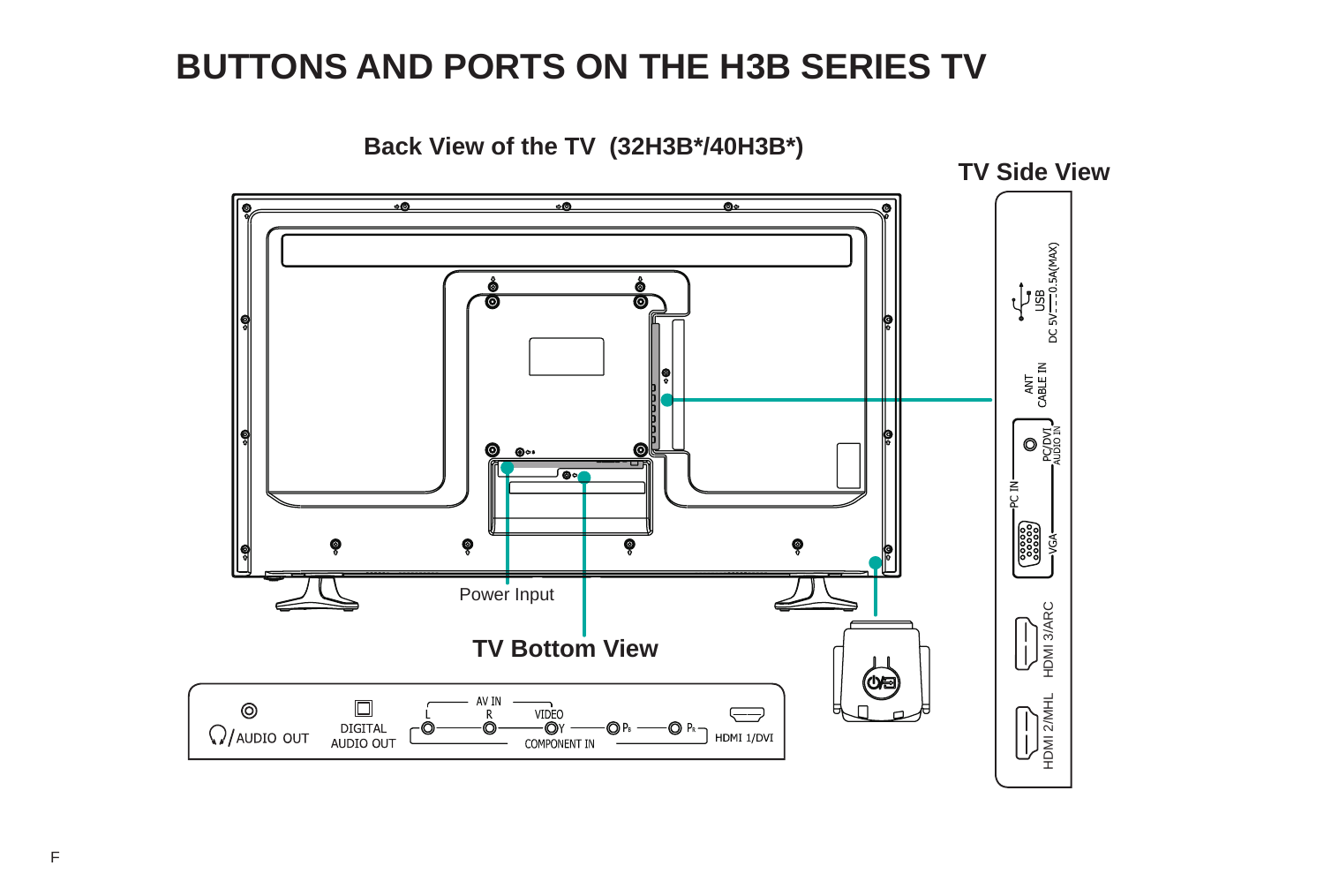# BUTTONS AND PORTS ON THE H3B SERIES TV

**Back View of the TV (32H3B*/40H3B*)**

**TV Side View**

USB
DC 5V ⎓ 0.5A(MAX)

ANT
CABLE IN

PC/DVI
AUDIO IN

PC IN

VGA

HDMI 3/ARC

HDMI 2/MHL

Power Input

**TV Bottom View**

AUDIO OUT

DIGITAL
AUDIO OUT

AV IN
L
R
VIDEO
Y
$P_B$
$P_R$
COMPONENT IN

HDMI 1/DVI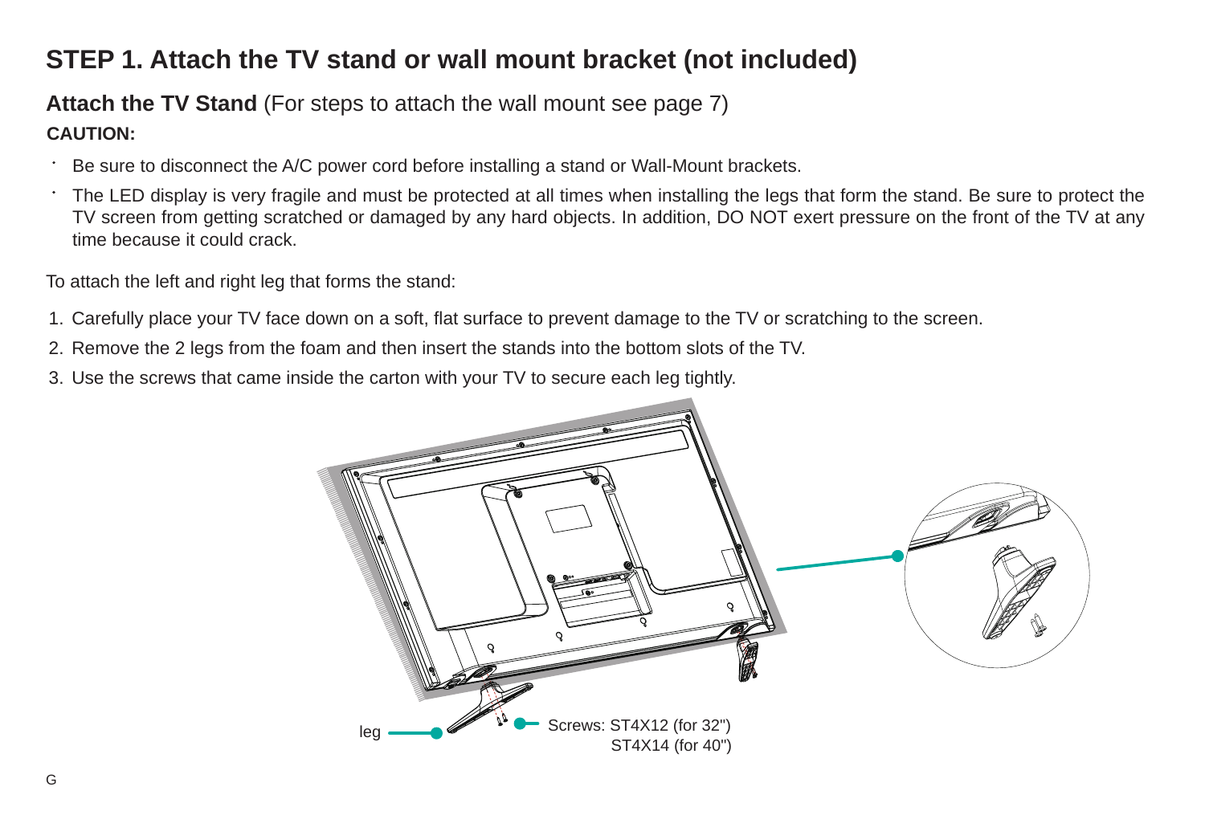# STEP 1. Attach the TV stand or wall mount bracket (not included)

## **Attach the TV Stand** (For steps to attach the wall mount see page 7)

**CAUTION:**

- Be sure to disconnect the A/C power cord before installing a stand or Wall-Mount brackets.
- The LED display is very fragile and must be protected at all times when installing the legs that form the stand. Be sure to protect the TV screen from getting scratched or damaged by any hard objects. In addition, DO NOT exert pressure on the front of the TV at any time because it could crack.

To attach the left and right leg that forms the stand:

1. Carefully place your TV face down on a soft, flat surface to prevent damage to the TV or scratching to the screen.
2. Remove the 2 legs from the foam and then insert the stands into the bottom slots of the TV.
3. Use the screws that came inside the carton with your TV to secure each leg tightly.

leg

Screws: ST4X12 (for 32")
ST4X14 (for 40")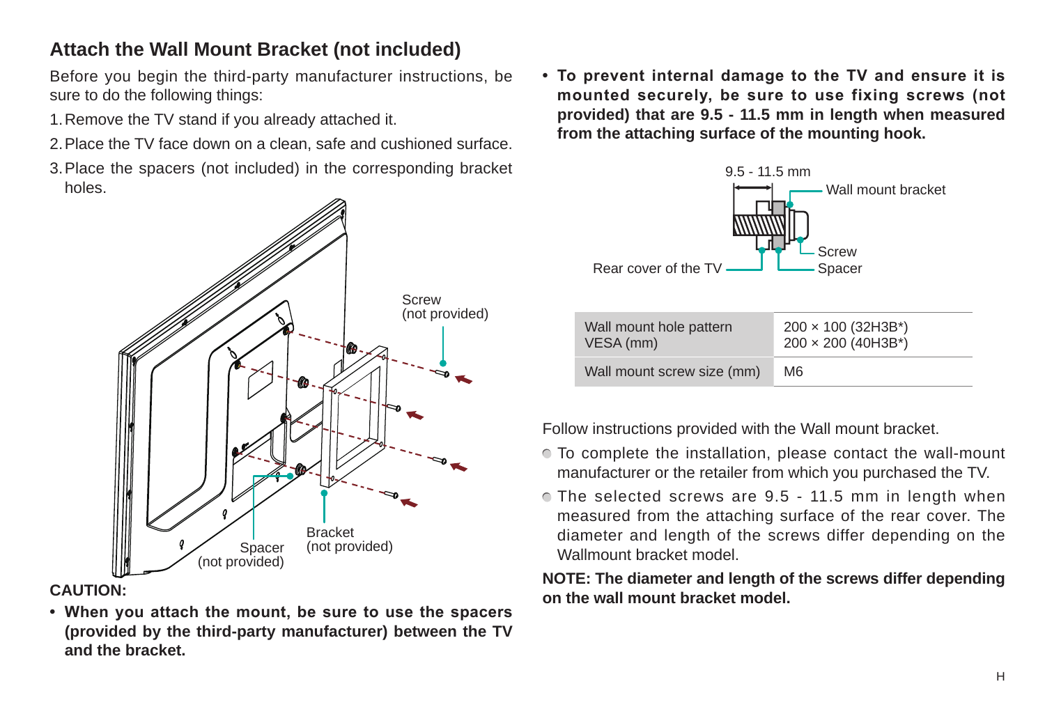## Attach the Wall Mount Bracket (not included)

Before you begin the third-party manufacturer instructions, be sure to do the following things:

1. Remove the TV stand if you already attached it.
2. Place the TV face down on a clean, safe and cushioned surface.
3. Place the spacers (not included) in the corresponding bracket holes.

Screw (not provided)

Spacer (not provided)

Bracket (not provided)

**CAUTION:**

- **When you attach the mount, be sure to use the spacers (provided by the third-party manufacturer) between the TV and the bracket.**
- **To prevent internal damage to the TV and ensure it is mounted securely, be sure to use fixing screws (not provided) that are 9.5 - 11.5 mm in length when measured from the attaching surface of the mounting hook.**

9.5 - 11.5 mm

Wall mount bracket

Screw

Spacer

Rear cover of the TV

| Wall mount hole pattern VESA (mm) | 200 × 100 (32H3B*)<br>200 × 200 (40H3B*) |
|---|---|
| Wall mount screw size (mm) | M6 |

Follow instructions provided with the Wall mount bracket.

- To complete the installation, please contact the wall-mount manufacturer or the retailer from which you purchased the TV.
- The selected screws are 9.5 - 11.5 mm in length when measured from the attaching surface of the rear cover. The diameter and length of the screws differ depending on the Wallmount bracket model.

**NOTE: The diameter and length of the screws differ depending on the wall mount bracket model.**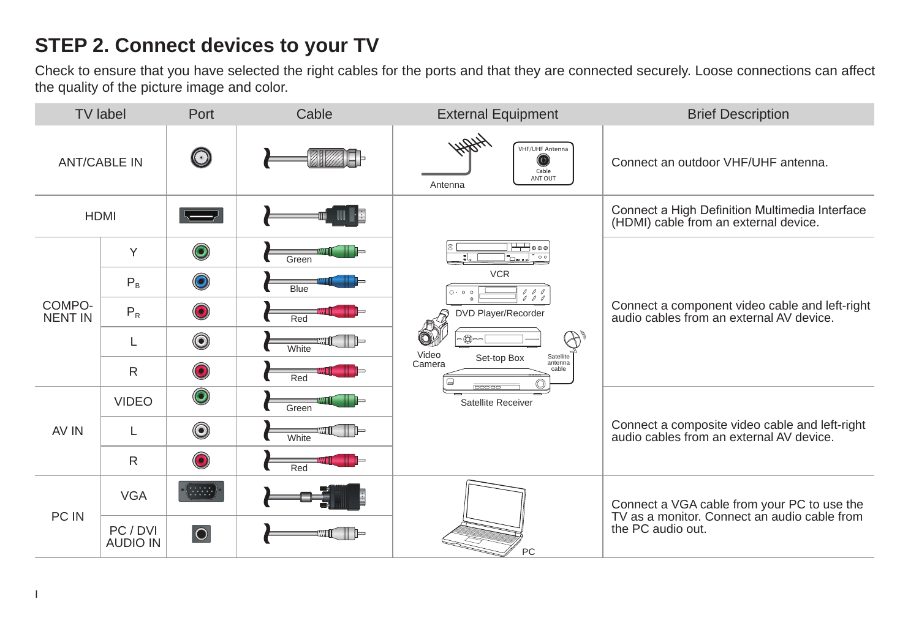## STEP 2. Connect devices to your TV

Check to ensure that you have selected the right cables for the ports and that they are connected securely. Loose connections can affect the quality of the picture image and color.

| TV label | | Port | Cable | External Equipment | Brief Description |
|---|---|---|---|---|---|
| ANT/CABLE IN | | | | Antenna; VHF/UHF Antenna, Cable ANT OUT | Connect an outdoor VHF/UHF antenna. |
| HDMI | | | | VCR, DVD Player/Recorder, Video Camera, Set-top Box, Satellite antenna cable, Satellite Receiver | Connect a High Definition Multimedia Interface (HDMI) cable from an external device. |
| COMPONENT IN | Y | | Green | | Connect a component video cable and left-right audio cables from an external AV device. |
| | $P_B$ | | Blue | | |
| | $P_R$ | | Red | | |
| | L | | White | | |
| | R | | Red | | |
| AV IN | VIDEO | | Green | | Connect a composite video cable and left-right audio cables from an external AV device. |
| | L | | White | | |
| | R | | Red | | |
| PC IN | VGA | | | PC | Connect a VGA cable from your PC to use the TV as a monitor. Connect an audio cable from the PC audio out. |
| | PC / DVI AUDIO IN | | | | |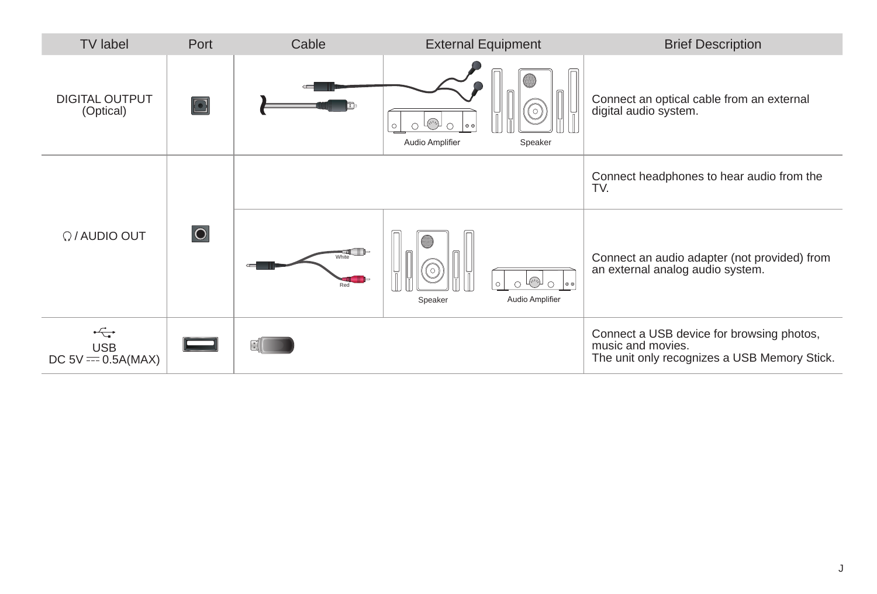| TV label | Port | Cable | External Equipment | Brief Description |
|---|---|---|---|---|
| DIGITAL OUTPUT (Optical) | | | Audio Amplifier Speaker | Connect an optical cable from an external digital audio system. |
| 🎧 / AUDIO OUT | | | | Connect headphones to hear audio from the TV. |
| | | White Red | Speaker Audio Amplifier | Connect an audio adapter (not provided) from an external analog audio system. |
| USB DC 5V ⎓ 0.5A(MAX) | | | | Connect a USB device for browsing photos, music and movies. The unit only recognizes a USB Memory Stick. |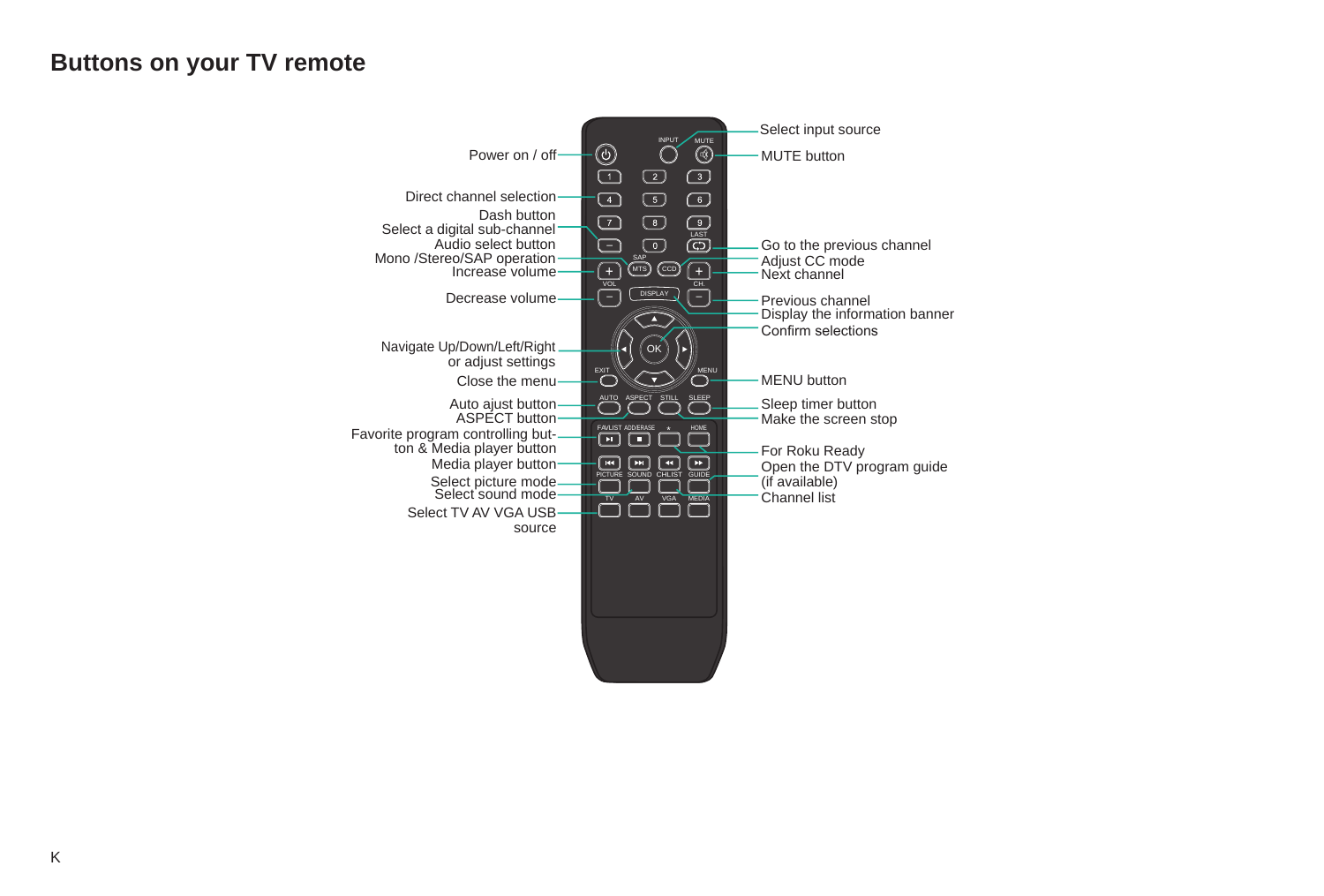# Buttons on your TV remote

Power on / off

Direct channel selection

Dash button
Select a digital sub-channel

Audio select button
Mono /Stereo/SAP operation

Increase volume

Decrease volume

Navigate Up/Down/Left/Right or adjust settings

Close the menu

Auto ajust button

ASPECT button

Favorite program controlling button & Media player button

Media player button

Select picture mode

Select sound mode

Select TV AV VGA USB source

Select input source

MUTE button

Go to the previous channel

Adjust CC mode

Next channel

Previous channel

Display the information banner

Confirm selections

MENU button

Sleep timer button

Make the screen stop

For Roku Ready

Open the DTV program guide (if available)

Channel list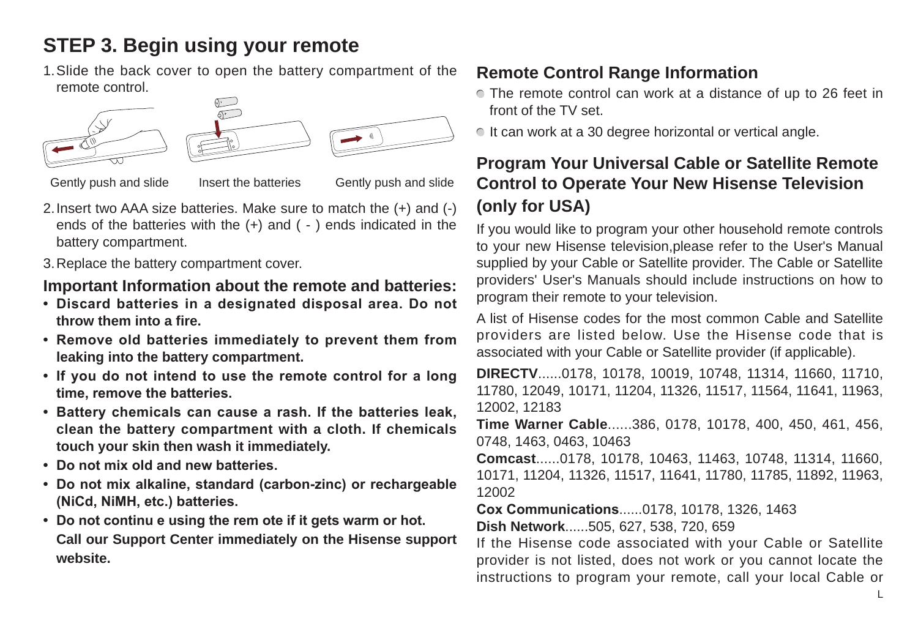## STEP 3. Begin using your remote

1. Slide the back cover to open the battery compartment of the remote control.

Gently push and slide

Insert the batteries

Gently push and slide

2. Insert two AAA size batteries. Make sure to match the (+) and (-) ends of the batteries with the (+) and ( - ) ends indicated in the battery compartment.

3. Replace the battery compartment cover.

### Important Information about the remote and batteries:

- **Discard batteries in a designated disposal area. Do not throw them into a fire.**
- **Remove old batteries immediately to prevent them from leaking into the battery compartment.**
- **If you do not intend to use the remote control for a long time, remove the batteries.**
- **Battery chemicals can cause a rash. If the batteries leak, clean the battery compartment with a cloth. If chemicals touch your skin then wash it immediately.**
- **Do not mix old and new batteries.**
- **Do not mix alkaline, standard (carbon-zinc) or rechargeable (NiCd, NiMH, etc.) batteries.**
- **Do not continu e using the rem ote if it gets warm or hot. Call our Support Center immediately on the Hisense support website.**

### Remote Control Range Information

- The remote control can work at a distance of up to 26 feet in front of the TV set.
- It can work at a 30 degree horizontal or vertical angle.

### Program Your Universal Cable or Satellite Remote Control to Operate Your New Hisense Television (only for USA)

If you would like to program your other household remote controls to your new Hisense television,please refer to the User's Manual supplied by your Cable or Satellite provider. The Cable or Satellite providers' User's Manuals should include instructions on how to program their remote to your television.

A list of Hisense codes for the most common Cable and Satellite providers are listed below. Use the Hisense code that is associated with your Cable or Satellite provider (if applicable).

**DIRECTV**......0178, 10178, 10019, 10748, 11314, 11660, 11710, 11780, 12049, 10171, 11204, 11326, 11517, 11564, 11641, 11963, 12002, 12183

**Time Warner Cable**......386, 0178, 10178, 400, 450, 461, 456, 0748, 1463, 0463, 10463

**Comcast**......0178, 10178, 10463, 11463, 10748, 11314, 11660, 10171, 11204, 11326, 11517, 11641, 11780, 11785, 11892, 11963, 12002

**Cox Communications**......0178, 10178, 1326, 1463

**Dish Network**......505, 627, 538, 720, 659

If the Hisense code associated with your Cable or Satellite provider is not listed, does not work or you cannot locate the instructions to program your remote, call your local Cable or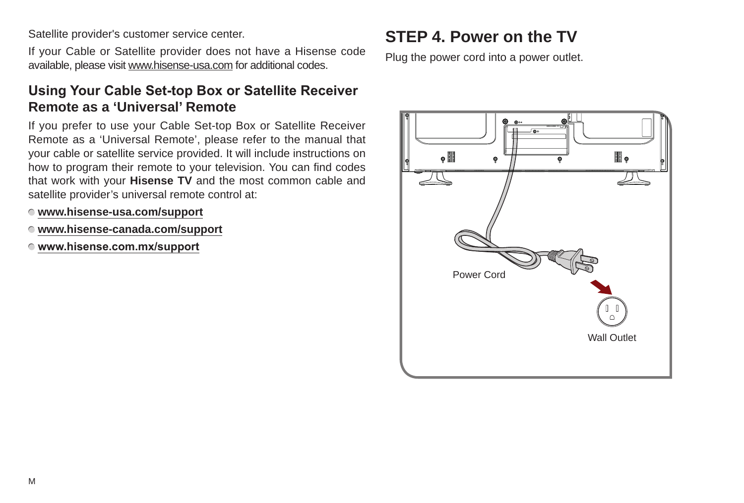Satellite provider's customer service center.

If your Cable or Satellite provider does not have a Hisense code available, please visit www.hisense-usa.com for additional codes.

## Using Your Cable Set-top Box or Satellite Receiver Remote as a 'Universal' Remote

If you prefer to use your Cable Set-top Box or Satellite Receiver Remote as a 'Universal Remote', please refer to the manual that your cable or satellite service provided. It will include instructions on how to program their remote to your television. You can find codes that work with your **Hisense TV** and the most common cable and satellite provider's universal remote control at:

- **www.hisense-usa.com/support**
- **www.hisense-canada.com/support**
- **www.hisense.com.mx/support**

# STEP 4. Power on the TV

Plug the power cord into a power outlet.

Power Cord

Wall Outlet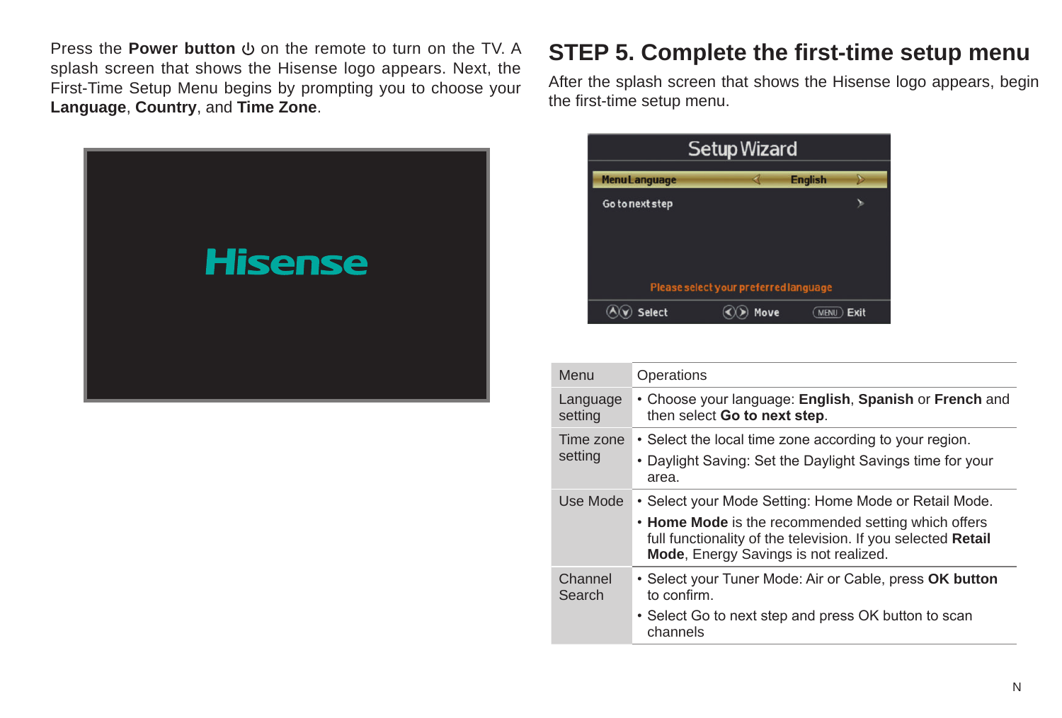Press the **Power button** ⏻ on the remote to turn on the TV. A splash screen that shows the Hisense logo appears. Next, the First-Time Setup Menu begins by prompting you to choose your **Language**, **Country**, and **Time Zone**.

## STEP 5. Complete the first-time setup menu

After the splash screen that shows the Hisense logo appears, begin the first-time setup menu.

| Menu | Operations |
|---|---|
| Language setting | • Choose your language: **English**, **Spanish** or **French** and then select **Go to next step**. |
| Time zone setting | • Select the local time zone according to your region.<br>• Daylight Saving: Set the Daylight Savings time for your area. |
| Use Mode | • Select your Mode Setting: Home Mode or Retail Mode.<br>• **Home Mode** is the recommended setting which offers full functionality of the television. If you selected **Retail Mode**, Energy Savings is not realized. |
| Channel Search | • Select your Tuner Mode: Air or Cable, press **OK button** to confirm.<br>• Select Go to next step and press OK button to scan channels |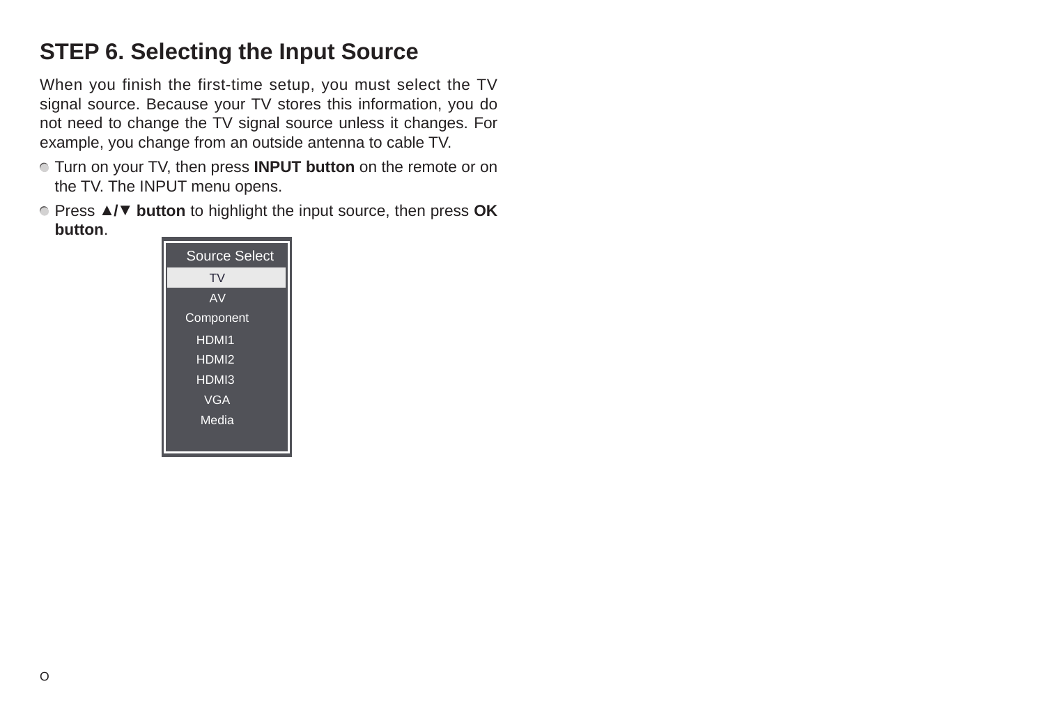## STEP 6. Selecting the Input Source

When you finish the first-time setup, you must select the TV signal source. Because your TV stores this information, you do not need to change the TV signal source unless it changes. For example, you change from an outside antenna to cable TV.

- Turn on your TV, then press **INPUT button** on the remote or on the TV. The INPUT menu opens.
- Press **▲/▼ button** to highlight the input source, then press **OK button**.

Source Select
- TV
- AV
- Component
- HDMI1
- HDMI2
- HDMI3
- VGA
- Media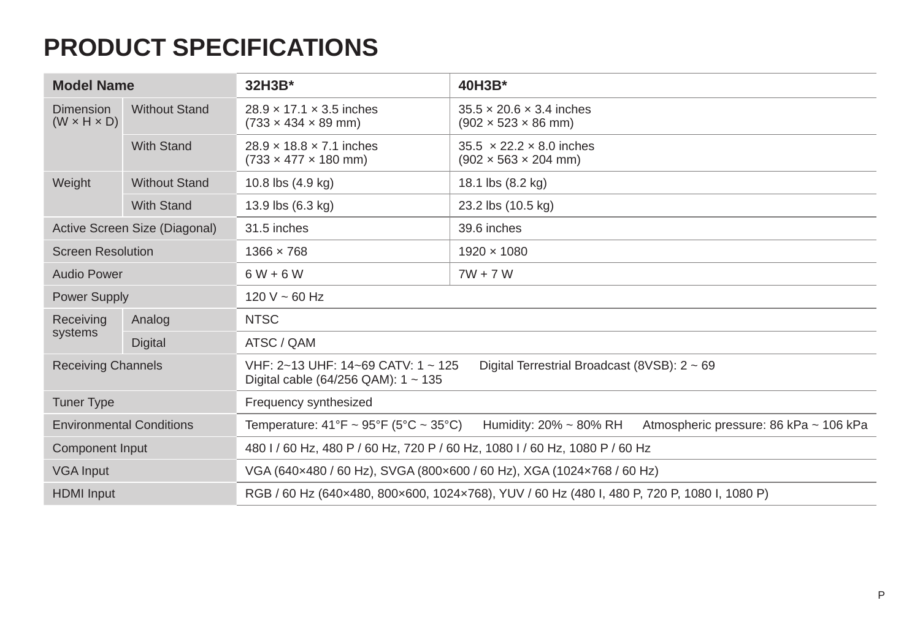# PRODUCT SPECIFICATIONS

| Model Name | | 32H3B* | 40H3B* |
|---|---|---|---|
| Dimension (W × H × D) | Without Stand | 28.9 × 17.1 × 3.5 inches (733 × 434 × 89 mm) | 35.5 × 20.6 × 3.4 inches (902 × 523 × 86 mm) |
| | With Stand | 28.9 × 18.8 × 7.1 inches (733 × 477 × 180 mm) | 35.5 × 22.2 × 8.0 inches (902 × 563 × 204 mm) |
| Weight | Without Stand | 10.8 lbs (4.9 kg) | 18.1 lbs (8.2 kg) |
| | With Stand | 13.9 lbs (6.3 kg) | 23.2 lbs (10.5 kg) |
| Active Screen Size (Diagonal) | | 31.5 inches | 39.6 inches |
| Screen Resolution | | 1366 × 768 | 1920 × 1080 |
| Audio Power | | 6 W + 6 W | 7W + 7 W |
| Power Supply | | 120 V ~ 60 Hz | |
| Receiving systems | Analog | NTSC | |
| | Digital | ATSC / QAM | |
| Receiving Channels | | VHF: 2~13 UHF: 14~69 CATV: 1 ~ 125 Digital Terrestrial Broadcast (8VSB): 2 ~ 69 Digital cable (64/256 QAM): 1 ~ 135 | |
| Tuner Type | | Frequency synthesized | |
| Environmental Conditions | | Temperature: 41°F ~ 95°F (5°C ~ 35°C) Humidity: 20% ~ 80% RH Atmospheric pressure: 86 kPa ~ 106 kPa | |
| Component Input | | 480 I / 60 Hz, 480 P / 60 Hz, 720 P / 60 Hz, 1080 I / 60 Hz, 1080 P / 60 Hz | |
| VGA Input | | VGA (640×480 / 60 Hz), SVGA (800×600 / 60 Hz), XGA (1024×768 / 60 Hz) | |
| HDMI Input | | RGB / 60 Hz (640×480, 800×600, 1024×768), YUV / 60 Hz (480 I, 480 P, 720 P, 1080 I, 1080 P) | |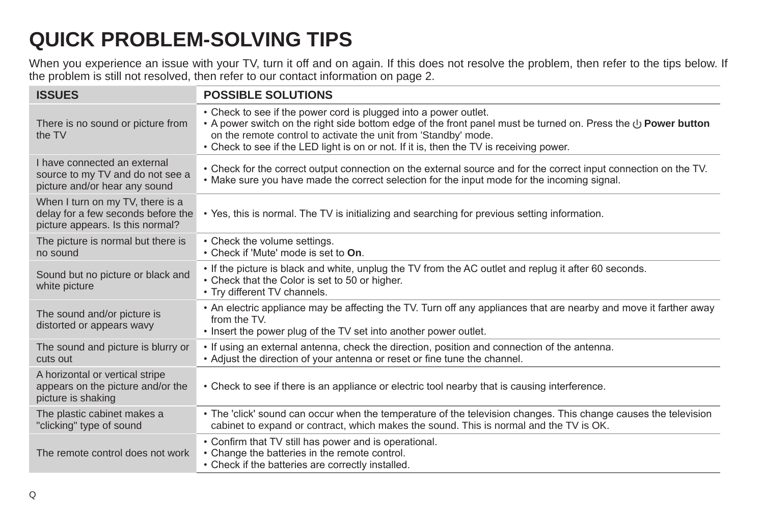# QUICK PROBLEM-SOLVING TIPS

When you experience an issue with your TV, turn it off and on again. If this does not resolve the problem, then refer to the tips below. If the problem is still not resolved, then refer to our contact information on page 2.

| ISSUES | POSSIBLE SOLUTIONS |
|---|---|
| There is no sound or picture from the TV | • Check to see if the power cord is plugged into a power outlet.<br>• A power switch on the right side bottom edge of the front panel must be turned on. Press the ⏻ **Power button** on the remote control to activate the unit from 'Standby' mode.<br>• Check to see if the LED light is on or not. If it is, then the TV is receiving power. |
| I have connected an external source to my TV and do not see a picture and/or hear any sound | • Check for the correct output connection on the external source and for the correct input connection on the TV.<br>• Make sure you have made the correct selection for the input mode for the incoming signal. |
| When I turn on my TV, there is a delay for a few seconds before the picture appears. Is this normal? | • Yes, this is normal. The TV is initializing and searching for previous setting information. |
| The picture is normal but there is no sound | • Check the volume settings.<br>• Check if 'Mute' mode is set to **On**. |
| Sound but no picture or black and white picture | • If the picture is black and white, unplug the TV from the AC outlet and replug it after 60 seconds.<br>• Check that the Color is set to 50 or higher.<br>• Try different TV channels. |
| The sound and/or picture is distorted or appears wavy | • An electric appliance may be affecting the TV. Turn off any appliances that are nearby and move it farther away from the TV.<br>• Insert the power plug of the TV set into another power outlet. |
| The sound and picture is blurry or cuts out | • If using an external antenna, check the direction, position and connection of the antenna.<br>• Adjust the direction of your antenna or reset or fine tune the channel. |
| A horizontal or vertical stripe appears on the picture and/or the picture is shaking | • Check to see if there is an appliance or electric tool nearby that is causing interference. |
| The plastic cabinet makes a "clicking" type of sound | • The 'click' sound can occur when the temperature of the television changes. This change causes the television cabinet to expand or contract, which makes the sound. This is normal and the TV is OK. |
| The remote control does not work | • Confirm that TV still has power and is operational.<br>• Change the batteries in the remote control.<br>• Check if the batteries are correctly installed. |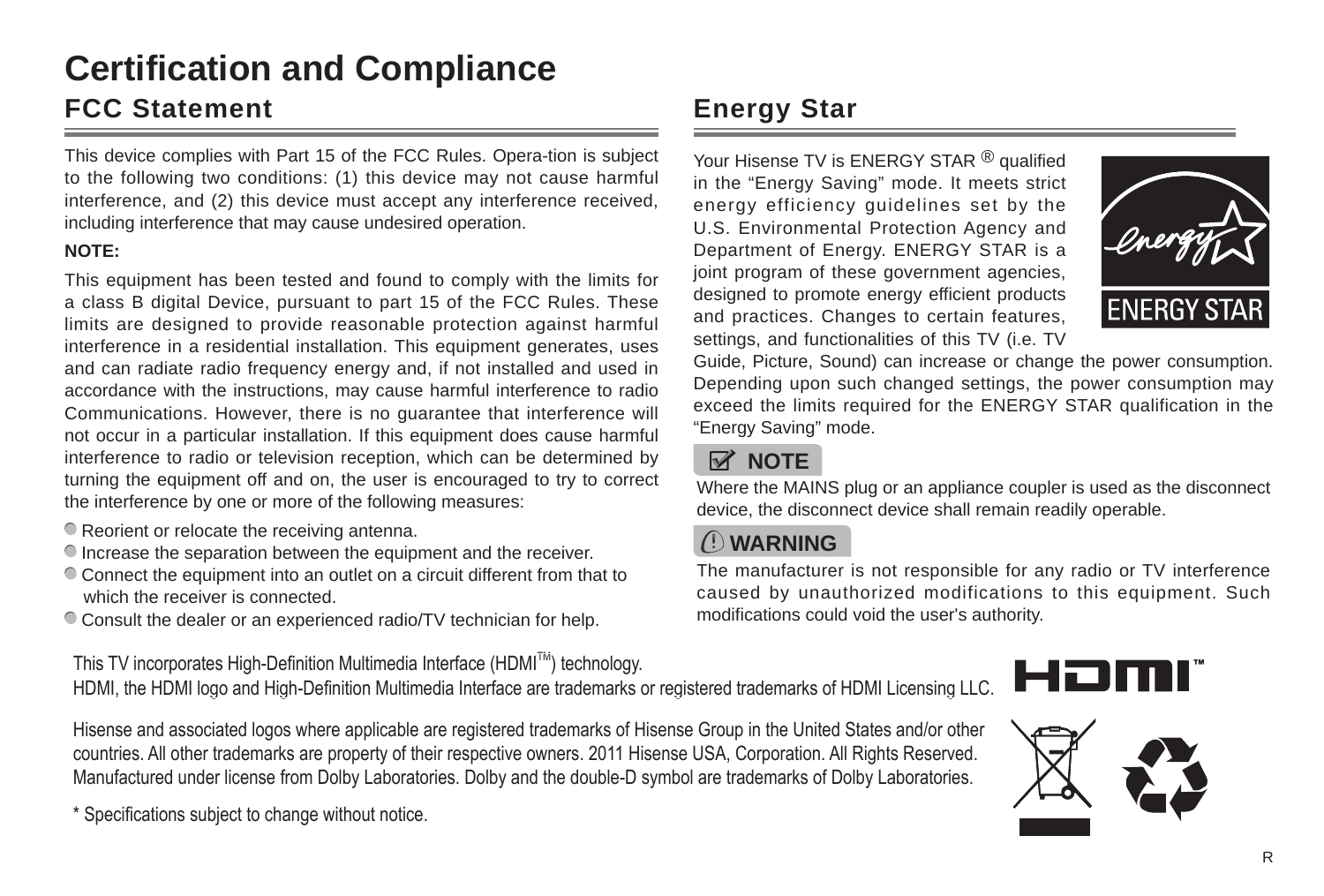# Certification and Compliance

## FCC Statement

This device complies with Part 15 of the FCC Rules. Opera-tion is subject to the following two conditions: (1) this device may not cause harmful interference, and (2) this device must accept any interference received, including interference that may cause undesired operation.

**NOTE:**

This equipment has been tested and found to comply with the limits for a class B digital Device, pursuant to part 15 of the FCC Rules. These limits are designed to provide reasonable protection against harmful interference in a residential installation. This equipment generates, uses and can radiate radio frequency energy and, if not installed and used in accordance with the instructions, may cause harmful interference to radio Communications. However, there is no guarantee that interference will not occur in a particular installation. If this equipment does cause harmful interference to radio or television reception, which can be determined by turning the equipment off and on, the user is encouraged to try to correct the interference by one or more of the following measures:

- Reorient or relocate the receiving antenna.
- Increase the separation between the equipment and the receiver.
- Connect the equipment into an outlet on a circuit different from that to which the receiver is connected.
- Consult the dealer or an experienced radio/TV technician for help.

## Energy Star

Your Hisense TV is ENERGY STAR ® qualified in the “Energy Saving” mode. It meets strict energy efficiency guidelines set by the U.S. Environmental Protection Agency and Department of Energy. ENERGY STAR is a joint program of these government agencies, designed to promote energy efficient products and practices. Changes to certain features, settings, and functionalities of this TV (i.e. TV Guide, Picture, Sound) can increase or change the power consumption. Depending upon such changed settings, the power consumption may exceed the limits required for the ENERGY STAR qualification in the “Energy Saving” mode.

**NOTE**

Where the MAINS plug or an appliance coupler is used as the disconnect device, the disconnect device shall remain readily operable.

**WARNING**

The manufacturer is not responsible for any radio or TV interference caused by unauthorized modifications to this equipment. Such modifications could void the user's authority.

This TV incorporates High-Definition Multimedia Interface (HDMI™) technology.
HDMI, the HDMI logo and High-Definition Multimedia Interface are trademarks or registered trademarks of HDMI Licensing LLC.

Hisense and associated logos where applicable are registered trademarks of Hisense Group in the United States and/or other countries. All other trademarks are property of their respective owners. 2011 Hisense USA, Corporation. All Rights Reserved. Manufactured under license from Dolby Laboratories. Dolby and the double-D symbol are trademarks of Dolby Laboratories.

* Specifications subject to change without notice.